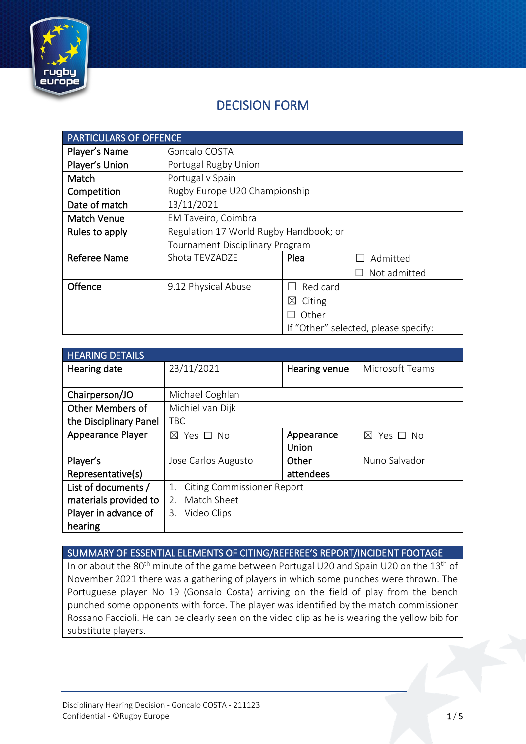# DECISION FORM

| PARTICULARS OF OFFENCE | | | |
|---|---|---|---|
| Player's Name | Goncalo COSTA | | |
| Player's Union | Portugal Rugby Union | | |
| Match | Portugal v Spain | | |
| Competition | Rugby Europe U20 Championship | | |
| Date of match | 13/11/2021 | | |
| Match Venue | EM Taveiro, Coimbra | | |
| Rules to apply | Regulation 17 World Rugby Handbook; or Tournament Disciplinary Program | | |
| Referee Name | Shota TEVZADZE | Plea | ☐ Admitted ☐ Not admitted |
| Offence | 9.12 Physical Abuse | ☐ Red card ☒ Citing ☐ Other If "Other" selected, please specify: | |

| HEARING DETAILS | | | |
|---|---|---|---|
| Hearing date | 23/11/2021 | Hearing venue | Microsoft Teams |
| Chairperson/JO | Michael Coghlan | | |
| Other Members of the Disciplinary Panel | Michiel van Dijk TBC | | |
| Appearance Player | ☒ Yes ☐ No | Appearance Union | ☒ Yes ☐ No |
| Player's Representative(s) | Jose Carlos Augusto | Other attendees | Nuno Salvador |
| List of documents / materials provided to Player in advance of hearing | 1. Citing Commissioner Report 2. Match Sheet 3. Video Clips | | |

## SUMMARY OF ESSENTIAL ELEMENTS OF CITING/REFEREE'S REPORT/INCIDENT FOOTAGE

In or about the 80th minute of the game between Portugal U20 and Spain U20 on the 13th of November 2021 there was a gathering of players in which some punches were thrown. The Portuguese player No 19 (Gonsalo Costa) arriving on the field of play from the bench punched some opponents with force. The player was identified by the match commissioner Rossano Faccioli. He can be clearly seen on the video clip as he is wearing the yellow bib for substitute players.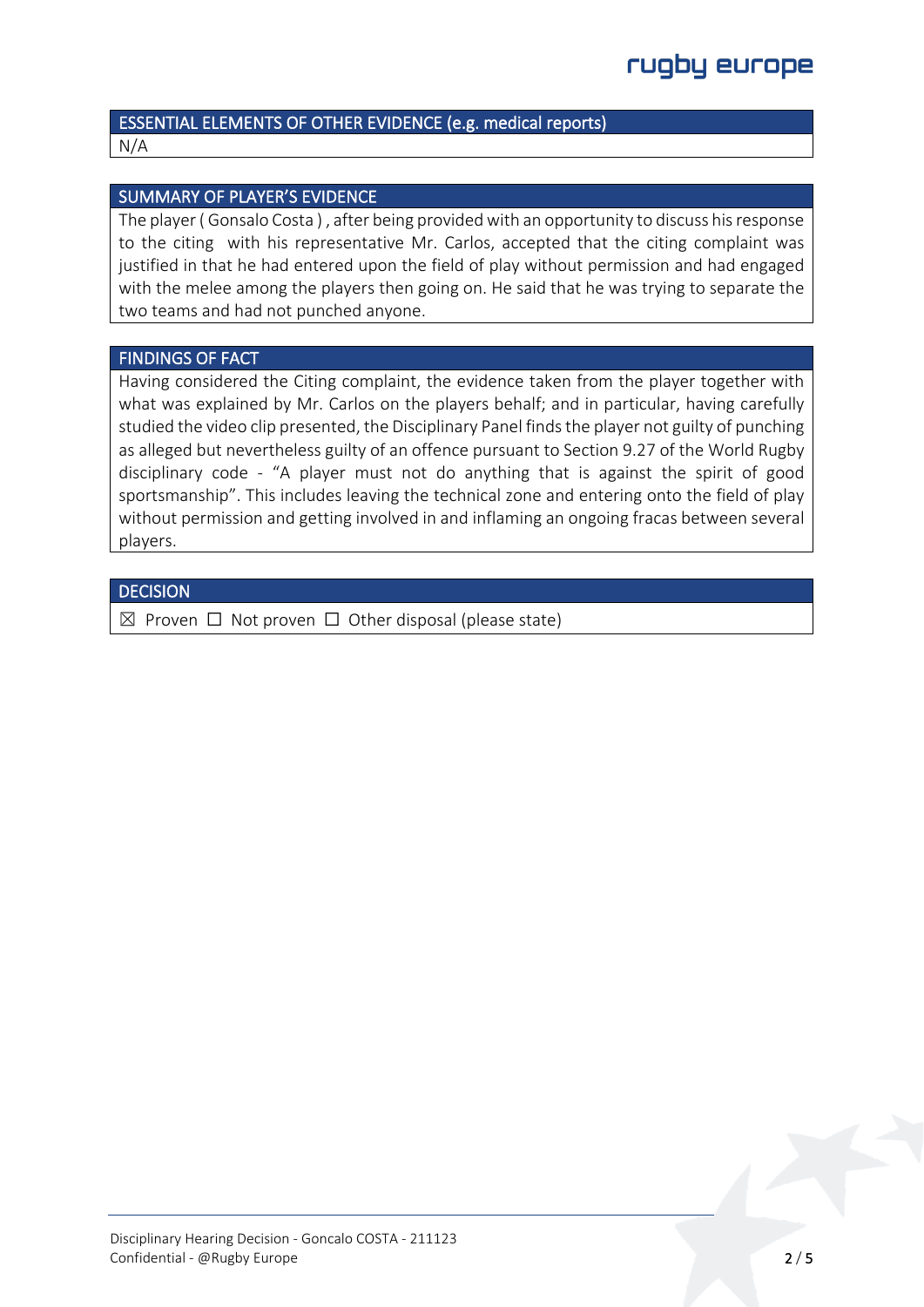## ESSENTIAL ELEMENTS OF OTHER EVIDENCE (e.g. medical reports)

N/A

## SUMMARY OF PLAYER'S EVIDENCE

The player ( Gonsalo Costa ) , after being provided with an opportunity to discuss his response to the citing with his representative Mr. Carlos, accepted that the citing complaint was justified in that he had entered upon the field of play without permission and had engaged with the melee among the players then going on. He said that he was trying to separate the two teams and had not punched anyone.

## FINDINGS OF FACT

Having considered the Citing complaint, the evidence taken from the player together with what was explained by Mr. Carlos on the players behalf; and in particular, having carefully studied the video clip presented, the Disciplinary Panel finds the player not guilty of punching as alleged but nevertheless guilty of an offence pursuant to Section 9.27 of the World Rugby disciplinary code - "A player must not do anything that is against the spirit of good sportsmanship". This includes leaving the technical zone and entering onto the field of play without permission and getting involved in and inflaming an ongoing fracas between several players.

## DECISION

☒ Proven ☐ Not proven ☐ Other disposal (please state)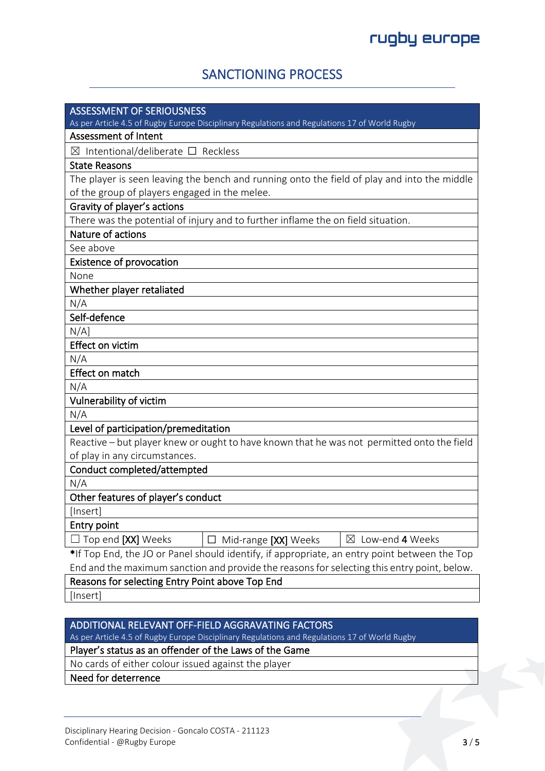## SANCTIONING PROCESS

| ASSESSMENT OF SERIOUSNESS<br>As per Article 4.5 of Rugby Europe Disciplinary Regulations and Regulations 17 of World Rugby | | |
|---|---|---|
| **Assessment of Intent** | | |
| ☒ Intentional/deliberate ☐ Reckless | | |
| **State Reasons** | | |
| The player is seen leaving the bench and running onto the field of play and into the middle of the group of players engaged in the melee. | | |
| **Gravity of player's actions** | | |
| There was the potential of injury and to further inflame the on field situation. | | |
| **Nature of actions** | | |
| See above | | |
| **Existence of provocation** | | |
| None | | |
| **Whether player retaliated** | | |
| N/A | | |
| **Self-defence** | | |
| N/A] | | |
| **Effect on victim** | | |
| N/A | | |
| **Effect on match** | | |
| N/A | | |
| **Vulnerability of victim** | | |
| N/A | | |
| **Level of participation/premeditation** | | |
| Reactive – but player knew or ought to have known that he was not permitted onto the field of play in any circumstances. | | |
| **Conduct completed/attempted** | | |
| N/A | | |
| **Other features of player's conduct** | | |
| [Insert] | | |
| **Entry point** | | |
| ☐ Top end **[XX]** Weeks | ☐ Mid-range **[XX]** Weeks | ☒ Low-end **4** Weeks |
| **\***If Top End, the JO or Panel should identify, if appropriate, an entry point between the Top End and the maximum sanction and provide the reasons for selecting this entry point, below. | | |
| **Reasons for selecting Entry Point above Top End** | | |
| [Insert] | | |

| ADDITIONAL RELEVANT OFF-FIELD AGGRAVATING FACTORS<br>As per Article 4.5 of Rugby Europe Disciplinary Regulations and Regulations 17 of World Rugby |
|---|
| **Player's status as an offender of the Laws of the Game** |
| No cards of either colour issued against the player |
| **Need for deterrence** |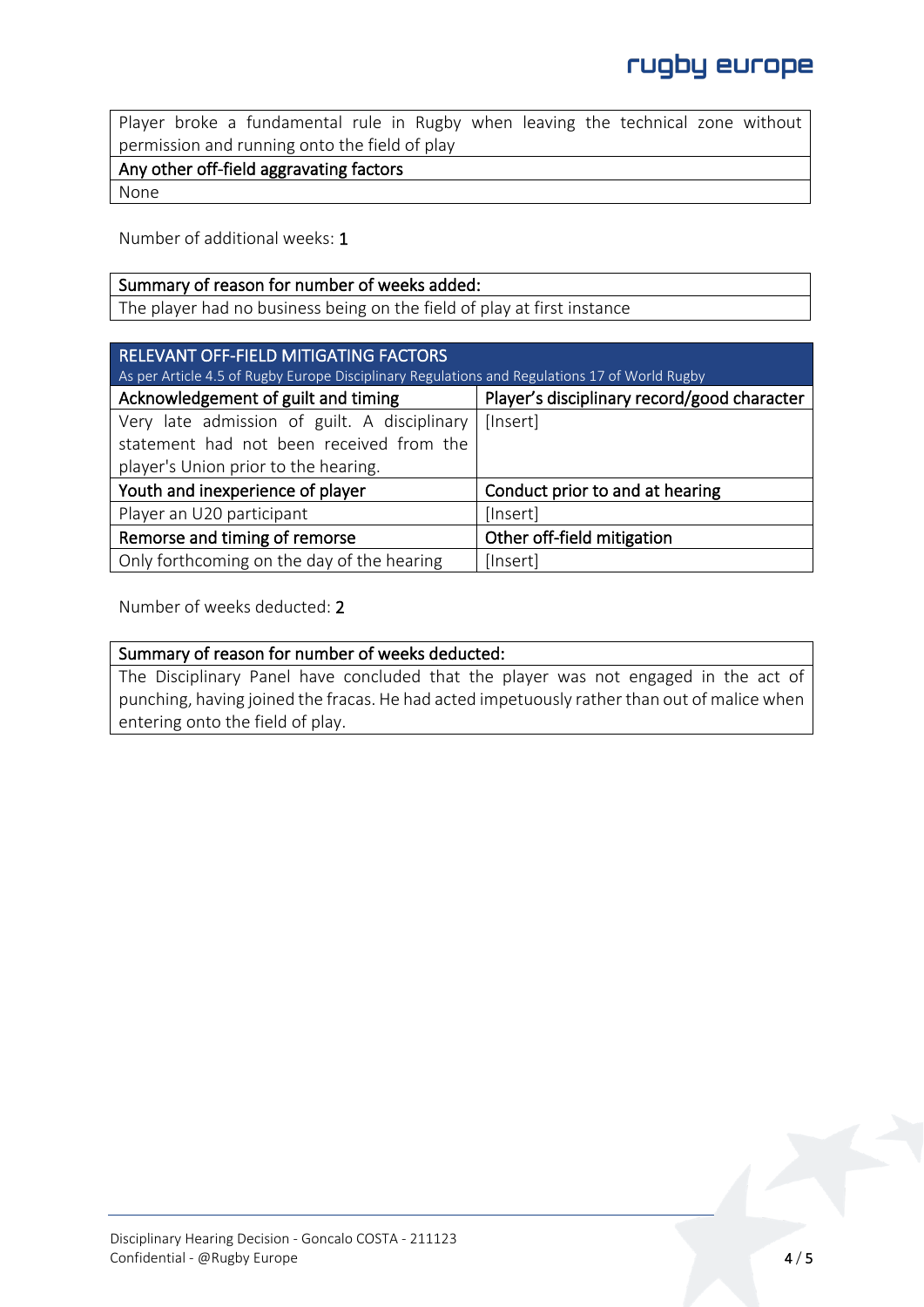| |
|---|
| Player broke a fundamental rule in Rugby when leaving the technical zone without permission and running onto the field of play |
| **Any other off-field aggravating factors** |
| None |

Number of additional weeks: 1

| Summary of reason for number of weeks added: |
|---|
| The player had no business being on the field of play at first instance |

| RELEVANT OFF-FIELD MITIGATING FACTORS<br>As per Article 4.5 of Rugby Europe Disciplinary Regulations and Regulations 17 of World Rugby | |
|---|---|
| **Acknowledgement of guilt and timing** | **Player's disciplinary record/good character** |
| Very late admission of guilt. A disciplinary statement had not been received from the player's Union prior to the hearing. | [Insert] |
| **Youth and inexperience of player** | **Conduct prior to and at hearing** |
| Player an U20 participant | [Insert] |
| **Remorse and timing of remorse** | **Other off-field mitigation** |
| Only forthcoming on the day of the hearing | [Insert] |

Number of weeks deducted: 2

| Summary of reason for number of weeks deducted: |
|---|
| The Disciplinary Panel have concluded that the player was not engaged in the act of punching, having joined the fracas. He had acted impetuously rather than out of malice when entering onto the field of play. |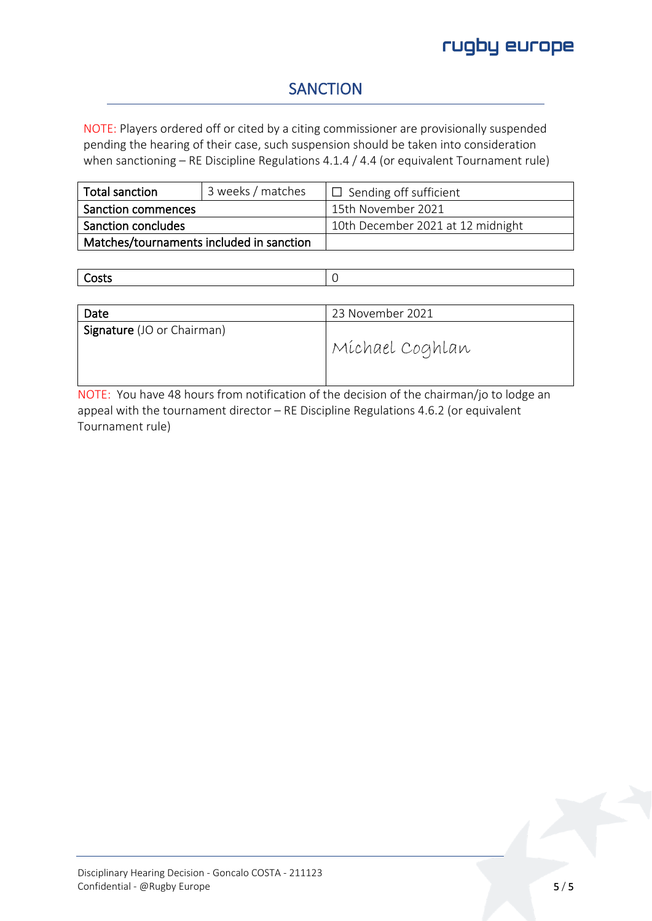## SANCTION

NOTE: Players ordered off or cited by a citing commissioner are provisionally suspended pending the hearing of their case, such suspension should be taken into consideration when sanctioning – RE Discipline Regulations 4.1.4 / 4.4 (or equivalent Tournament rule)

| | | |
|---|---|---|
| **Total sanction** | 3 weeks / matches | ☐ Sending off sufficient |
| **Sanction commences** | | 15th November 2021 |
| **Sanction concludes** | | 10th December 2021 at 12 midnight |
| **Matches/tournaments included in sanction** | | |

| | |
|---|---|
| **Costs** | 0 |

| | |
|---|---|
| **Date** | 23 November 2021 |
| **Signature** (JO or Chairman) | Michael Coghlan |

NOTE: You have 48 hours from notification of the decision of the chairman/jo to lodge an appeal with the tournament director – RE Discipline Regulations 4.6.2 (or equivalent Tournament rule)